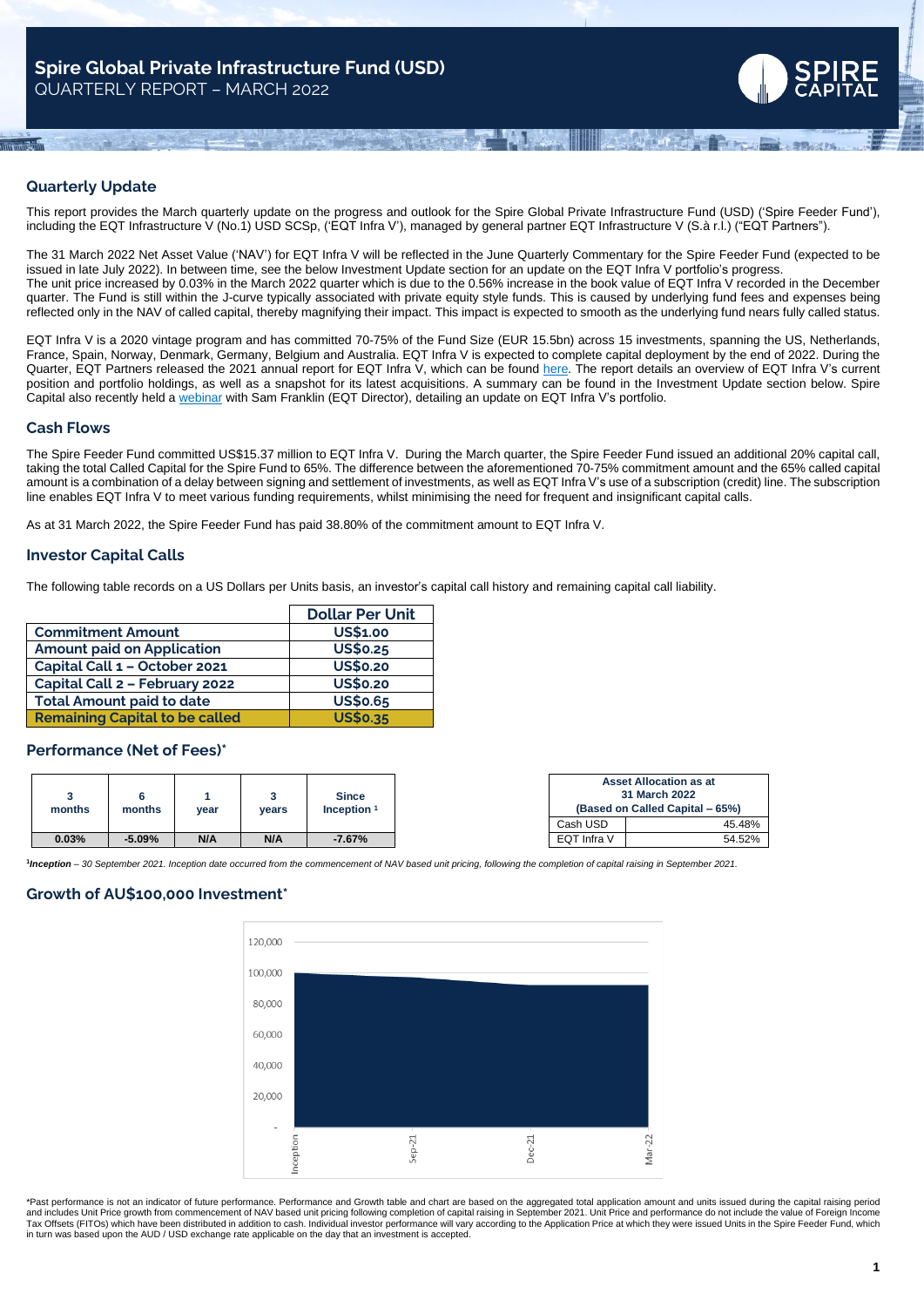# Spire Global Private Infrastructure Fund (USD)

QUARTERLY REPORT – MARCH 2022

## Quarterly Update

This report provides the March quarterly update on the progress and outlook for the Spire Global Private Infrastructure Fund (USD) ('Spire Feeder Fund'), including the EQT Infrastructure V (No.1) USD SCSp, ('EQT Infra V'), managed by general partner EQT Infrastructure V (S.à r.l.) ("EQT Partners").

The 31 March 2022 Net Asset Value ('NAV') for EQT Infra V will be reflected in the June Quarterly Commentary for the Spire Feeder Fund (expected to be issued in late July 2022). In between time, see the below Investment Update section for an update on the EQT Infra V portfolio's progress.
The unit price increased by 0.03% in the March 2022 quarter which is due to the 0.56% increase in the book value of EQT Infra V recorded in the December quarter. The Fund is still within the J-curve typically associated with private equity style funds. This is caused by underlying fund fees and expenses being reflected only in the NAV of called capital, thereby magnifying their impact. This impact is expected to smooth as the underlying fund nears fully called status.

EQT Infra V is a 2020 vintage program and has committed 70-75% of the Fund Size (EUR 15.5bn) across 15 investments, spanning the US, Netherlands, France, Spain, Norway, Denmark, Germany, Belgium and Australia. EQT Infra V is expected to complete capital deployment by the end of 2022. During the Quarter, EQT Partners released the 2021 annual report for EQT Infra V, which can be found here. The report details an overview of EQT Infra V's current position and portfolio holdings, as well as a snapshot for its latest acquisitions. A summary can be found in the Investment Update section below. Spire Capital also recently held a webinar with Sam Franklin (EQT Director), detailing an update on EQT Infra V's portfolio.

## Cash Flows

The Spire Feeder Fund committed US$15.37 million to EQT Infra V. During the March quarter, the Spire Feeder Fund issued an additional 20% capital call, taking the total Called Capital for the Spire Fund to 65%. The difference between the aforementioned 70-75% commitment amount and the 65% called capital amount is a combination of a delay between signing and settlement of investments, as well as EQT Infra V's use of a subscription (credit) line. The subscription line enables EQT Infra V to meet various funding requirements, whilst minimising the need for frequent and insignificant capital calls.

As at 31 March 2022, the Spire Feeder Fund has paid 38.80% of the commitment amount to EQT Infra V.

## Investor Capital Calls

The following table records on a US Dollars per Units basis, an investor's capital call history and remaining capital call liability.

| | Dollar Per Unit |
|---|---|
| Commitment Amount | US$1.00 |
| Amount paid on Application | US$0.25 |
| Capital Call 1 – October 2021 | US$0.20 |
| Capital Call 2 – February 2022 | US$0.20 |
| Total Amount paid to date | US$0.65 |
| **Remaining Capital to be called** | **US$0.35** |

## Performance (Net of Fees)*

| 3 months | 6 months | 1 year | 3 years | Since Inception [1] |
|---|---|---|---|---|
| 0.03% | -5.09% | N/A | N/A | -7.67% |

| Asset Allocation as at 31 March 2022 (Based on Called Capital – 65%) | |
|---|---|
| Cash USD | 45.48% |
| EQT Infra V | 54.52% |

[1]*Inception – 30 September 2021. Inception date occurred from the commencement of NAV based unit pricing, following the completion of capital raising in September 2021.*

## Growth of AU$100,000 Investment*

*Past performance is not an indicator of future performance. Performance and Growth table and chart are based on the aggregated total application amount and units issued during the capital raising period and includes Unit Price growth from commencement of NAV based unit pricing following completion of capital raising in September 2021. Unit Price and performance do not include the value of Foreign Income Tax Offsets (FITOs) which have been distributed in addition to cash. Individual investor performance will vary according to the Application Price at which they were issued Units in the Spire Feeder Fund, which in turn was based upon the AUD / USD exchange rate applicable on the day that an investment is accepted.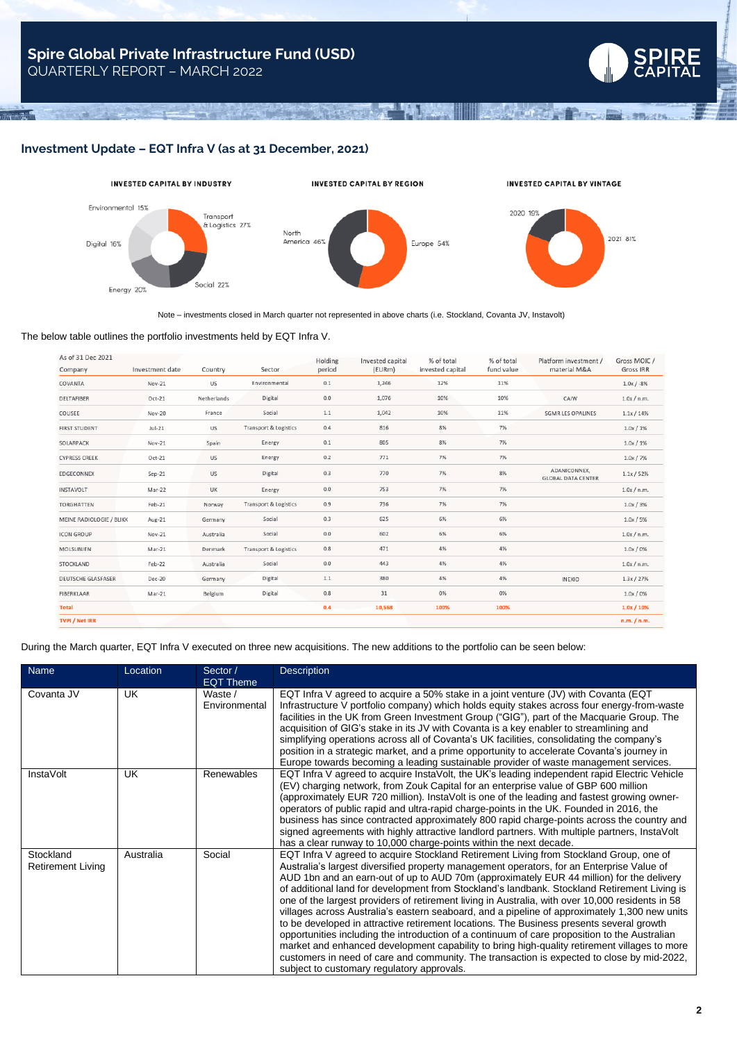## Investment Update – EQT Infra V (as at 31 December, 2021)

**INVESTED CAPITAL BY INDUSTRY**

Transport & Logistics 27%, Social 22%, Energy 20%, Digital 16%, Environmental 15%

**INVESTED CAPITAL BY REGION**

Europe 54%, North America 46%

**INVESTED CAPITAL BY VINTAGE**

2021 81%, 2020 19%

Note – investments closed in March quarter not represented in above charts (i.e. Stockland, Covanta JV, Instavolt)

The below table outlines the portfolio investments held by EQT Infra V.

| As of 31 Dec 2021<br>Company | Investment date | Country | Sector | Holding period | Invested capital (EURm) | % of total invested capital | % of total fund value | Platform investment / material M&A | Gross MOIC / Gross IRR |
|---|---|---|---|---|---|---|---|---|---|
| COVANTA | Nov-21 | US | Environmental | 0.1 | 1,266 | 12% | 11% | | 1.0x / -8% |
| DELTAFIBER | Oct-21 | Netherlands | Digital | 0.0 | 1,076 | 10% | 10% | CAIW | 1.0x / n.m. |
| COUSEE | Nov-20 | France | Social | 1.1 | 1,042 | 10% | 11% | SGMR LES OPALINES | 1.1x / 14% |
| FIRST STUDENT | Jul-21 | US | Transport & Logistics | 0.4 | 816 | 8% | 7% | | 1.0x / 1% |
| SOLARPACK | Nov-21 | Spain | Energy | 0.1 | 805 | 8% | 7% | | 1.0x / 1% |
| CYPRESS CREEK | Oct-21 | US | Energy | 0.2 | 771 | 7% | 7% | | 1.0x / 7% |
| EDGECONNEX | Sep-21 | US | Digital | 0.3 | 770 | 7% | 8% | ADANICONNEX, GLOBAL DATA CENTER | 1.1x / 52% |
| INSTAVOLT | Mar-22 | UK | Energy | 0.0 | 753 | 7% | 7% | | 1.0x / n.m. |
| TORGHATTEN | Feb-21 | Norway | Transport & Logistics | 0.9 | 736 | 7% | 7% | | 1.0x / 3% |
| MEINE RADIOLOGIE / BLIKK | Aug-21 | Germany | Social | 0.3 | 625 | 6% | 6% | | 1.0x / 5% |
| ICON GROUP | Nov-21 | Australia | Social | 0.0 | 602 | 6% | 6% | | 1.0x / n.m. |
| MOLSLINJEN | Mar-21 | Denmark | Transport & Logistics | 0.8 | 471 | 4% | 4% | | 1.0x / 0% |
| STOCKLAND | Feb-22 | Australia | Social | 0.0 | 443 | 4% | 4% | | 1.0x / n.m. |
| DEUTSCHE GLASFASER | Dec-20 | Germany | Digital | 1.1 | 380 | 4% | 4% | INEXIO | 1.3x / 27% |
| FIBERKLAAR | Mar-21 | Belgium | Digital | 0.8 | 31 | 0% | 0% | | 1.0x / 0% |
| **Total** | | | | **0.4** | **10,568** | **100%** | **100%** | | **1.0x / 10%** |
| **TVPI / Net IRR** | | | | | | | | | **n.m. / n.m.** |

During the March quarter, EQT Infra V executed on three new acquisitions. The new additions to the portfolio can be seen below:

| Name | Location | Sector / EQT Theme | Description |
|---|---|---|---|
| Covanta JV | UK | Waste / Environmental | EQT Infra V agreed to acquire a 50% stake in a joint venture (JV) with Covanta (EQT Infrastructure V portfolio company) which holds equity stakes across four energy-from-waste facilities in the UK from Green Investment Group ("GIG"), part of the Macquarie Group. The acquisition of GIG's stake in its JV with Covanta is a key enabler to streamlining and simplifying operations across all of Covanta's UK facilities, consolidating the company's position in a strategic market, and a prime opportunity to accelerate Covanta's journey in Europe towards becoming a leading sustainable provider of waste management services. |
| InstaVolt | UK | Renewables | EQT Infra V agreed to acquire InstaVolt, the UK's leading independent rapid Electric Vehicle (EV) charging network, from Zouk Capital for an enterprise value of GBP 600 million (approximately EUR 720 million). InstaVolt is one of the leading and fastest growing owner-operators of public rapid and ultra-rapid charge-points in the UK. Founded in 2016, the business has since contracted approximately 800 rapid charge-points across the country and signed agreements with highly attractive landlord partners. With multiple partners, InstaVolt has a clear runway to 10,000 charge-points within the next decade. |
| Stockland Retirement Living | Australia | Social | EQT Infra V agreed to acquire Stockland Retirement Living from Stockland Group, one of Australia's largest diversified property management operators, for an Enterprise Value of AUD 1bn and an earn-out of up to AUD 70m (approximately EUR 44 million) for the delivery of additional land for development from Stockland's landbank. Stockland Retirement Living is one of the largest providers of retirement living in Australia, with over 10,000 residents in 58 villages across Australia's eastern seaboard, and a pipeline of approximately 1,300 new units to be developed in attractive retirement locations. The Business presents several growth opportunities including the introduction of a continuum of care proposition to the Australian market and enhanced development capability to bring high-quality retirement villages to more customers in need of care and community. The transaction is expected to close by mid-2022, subject to customary regulatory approvals. |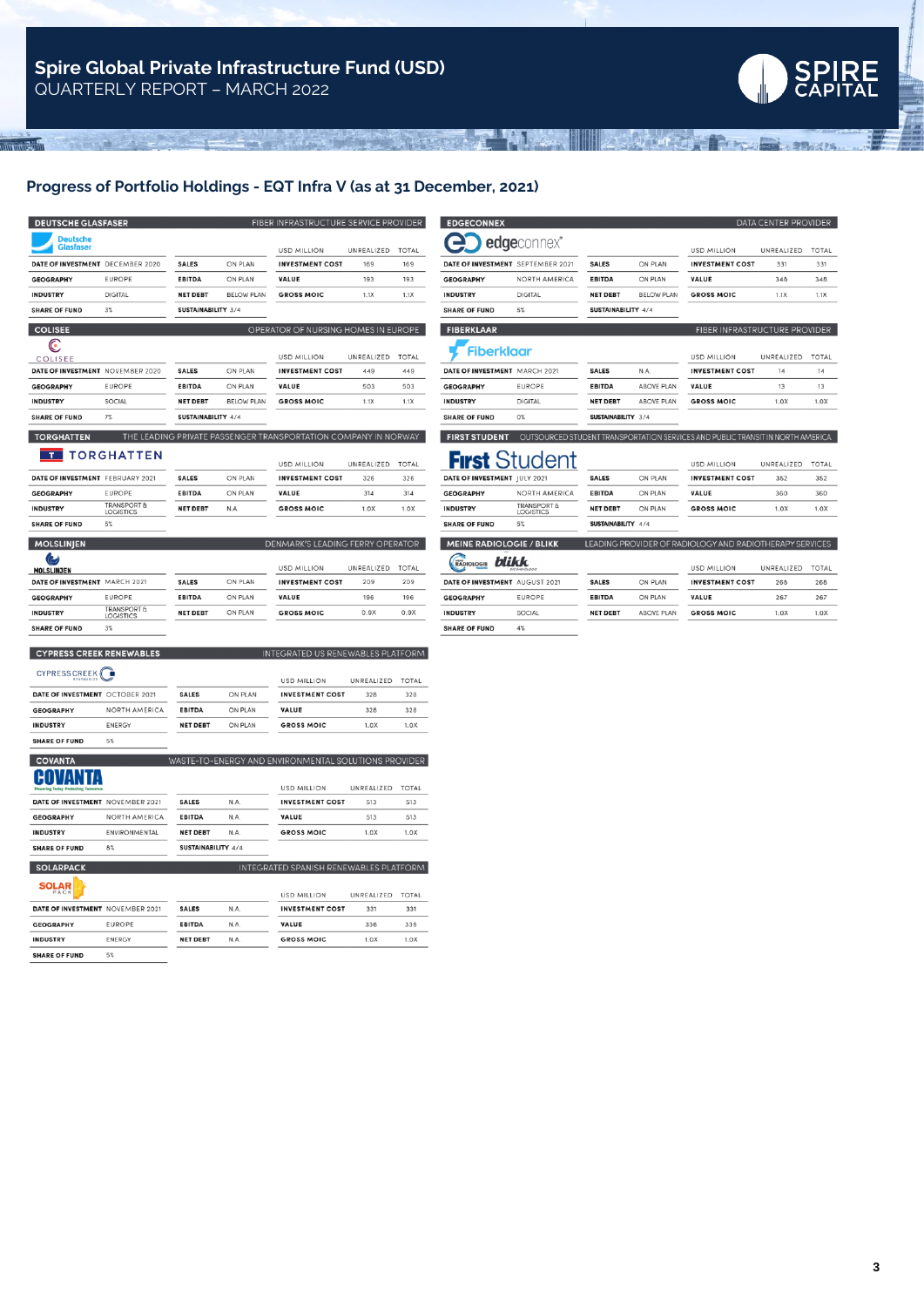# Spire Global Private Infrastructure Fund (USD)

QUARTERLY REPORT – MARCH 2022

## Progress of Portfolio Holdings - EQT Infra V (as at 31 December, 2021)

### DEUTSCHE GLASFASER — FIBER INFRASTRUCTURE SERVICE PROVIDER

| | | | | USD MILLION | UNREALIZED | TOTAL |
|---|---|---|---|---|---|---|
| DATE OF INVESTMENT | DECEMBER 2020 | SALES | ON PLAN | INVESTMENT COST | 169 | 169 |
| GEOGRAPHY | EUROPE | EBITDA | ON PLAN | VALUE | 193 | 193 |
| INDUSTRY | DIGITAL | NET DEBT | BELOW PLAN | GROSS MOIC | 1.1X | 1.1X |
| SHARE OF FUND | 3% | SUSTAINABILITY | 3/4 | | | |

### EDGECONNEX — DATA CENTER PROVIDER

| | | | | USD MILLION | UNREALIZED | TOTAL |
|---|---|---|---|---|---|---|
| DATE OF INVESTMENT | SEPTEMBER 2021 | SALES | ON PLAN | INVESTMENT COST | 331 | 331 |
| GEOGRAPHY | NORTH AMERICA | EBITDA | ON PLAN | VALUE | 348 | 348 |
| INDUSTRY | DIGITAL | NET DEBT | BELOW PLAN | GROSS MOIC | 1.1X | 1.1X |
| SHARE OF FUND | 5% | SUSTAINABILITY | 4/4 | | | |

### COLISEE — OPERATOR OF NURSING HOMES IN EUROPE

| | | | | USD MILLION | UNREALIZED | TOTAL |
|---|---|---|---|---|---|---|
| DATE OF INVESTMENT | NOVEMBER 2020 | SALES | ON PLAN | INVESTMENT COST | 449 | 449 |
| GEOGRAPHY | EUROPE | EBITDA | ON PLAN | VALUE | 503 | 503 |
| INDUSTRY | SOCIAL | NET DEBT | BELOW PLAN | GROSS MOIC | 1.1X | 1.1X |
| SHARE OF FUND | 7% | SUSTAINABILITY | 4/4 | | | |

### FIBERKLAAR — FIBER INFRASTRUCTURE PROVIDER

| | | | | USD MILLION | UNREALIZED | TOTAL |
|---|---|---|---|---|---|---|
| DATE OF INVESTMENT | MARCH 2021 | SALES | N.A. | INVESTMENT COST | 14 | 14 |
| GEOGRAPHY | EUROPE | EBITDA | ABOVE PLAN | VALUE | 13 | 13 |
| INDUSTRY | DIGITAL | NET DEBT | ABOVE PLAN | GROSS MOIC | 1.0X | 1.0X |
| SHARE OF FUND | 0% | SUSTAINABILITY | 3/4 | | | |

### TORGHATTEN — THE LEADING PRIVATE PASSENGER TRANSPORTATION COMPANY IN NORWAY

| | | | | USD MILLION | UNREALIZED | TOTAL |
|---|---|---|---|---|---|---|
| DATE OF INVESTMENT | FEBRUARY 2021 | SALES | ON PLAN | INVESTMENT COST | 326 | 326 |
| GEOGRAPHY | EUROPE | EBITDA | ON PLAN | VALUE | 314 | 314 |
| INDUSTRY | TRANSPORT & LOGISTICS | NET DEBT | N.A. | GROSS MOIC | 1.0X | 1.0X |
| SHARE OF FUND | 5% | | | | | |

### FIRST STUDENT — OUTSOURCED STUDENT TRANSPORTATION SERVICES AND PUBLIC TRANSIT IN NORTH AMERICA

| | | | | USD MILLION | UNREALIZED | TOTAL |
|---|---|---|---|---|---|---|
| DATE OF INVESTMENT | JULY 2021 | SALES | ON PLAN | INVESTMENT COST | 352 | 352 |
| GEOGRAPHY | NORTH AMERICA | EBITDA | ON PLAN | VALUE | 360 | 360 |
| INDUSTRY | TRANSPORT & LOGISTICS | NET DEBT | ON PLAN | GROSS MOIC | 1.0X | 1.0X |
| SHARE OF FUND | 5% | SUSTAINABILITY | 4/4 | | | |

### MOLSLINJEN — DENMARK'S LEADING FERRY OPERATOR

| | | | | USD MILLION | UNREALIZED | TOTAL |
|---|---|---|---|---|---|---|
| DATE OF INVESTMENT | MARCH 2021 | SALES | ON PLAN | INVESTMENT COST | 209 | 209 |
| GEOGRAPHY | EUROPE | EBITDA | ON PLAN | VALUE | 196 | 196 |
| INDUSTRY | TRANSPORT & LOGISTICS | NET DEBT | ON PLAN | GROSS MOIC | 0.9X | 0.9X |
| SHARE OF FUND | 3% | | | | | |

### MEINE RADIOLOGIE / BLIKK — LEADING PROVIDER OF RADIOLOGY AND RADIOTHERAPY SERVICES

| | | | | USD MILLION | UNREALIZED | TOTAL |
|---|---|---|---|---|---|---|
| DATE OF INVESTMENT | AUGUST 2021 | SALES | ON PLAN | INVESTMENT COST | 268 | 268 |
| GEOGRAPHY | EUROPE | EBITDA | ON PLAN | VALUE | 267 | 267 |
| INDUSTRY | SOCIAL | NET DEBT | ABOVE PLAN | GROSS MOIC | 1.0X | 1.0X |
| SHARE OF FUND | 4% | | | | | |

### CYPRESS CREEK RENEWABLES — INTEGRATED US RENEWABLES PLATFORM

| | | | | USD MILLION | UNREALIZED | TOTAL |
|---|---|---|---|---|---|---|
| DATE OF INVESTMENT | OCTOBER 2021 | SALES | ON PLAN | INVESTMENT COST | 328 | 328 |
| GEOGRAPHY | NORTH AMERICA | EBITDA | ON PLAN | VALUE | 328 | 328 |
| INDUSTRY | ENERGY | NET DEBT | ON PLAN | GROSS MOIC | 1.0X | 1.0X |
| SHARE OF FUND | 5% | | | | | |

### COVANTA — WASTE-TO-ENERGY AND ENVIRONMENTAL SOLUTIONS PROVIDER

| | | | | USD MILLION | UNREALIZED | TOTAL |
|---|---|---|---|---|---|---|
| DATE OF INVESTMENT | NOVEMBER 2021 | SALES | N.A. | INVESTMENT COST | 513 | 513 |
| GEOGRAPHY | NORTH AMERICA | EBITDA | N.A. | VALUE | 513 | 513 |
| INDUSTRY | ENVIRONMENTAL | NET DEBT | N.A. | GROSS MOIC | 1.0X | 1.0X |
| SHARE OF FUND | 8% | SUSTAINABILITY | 4/4 | | | |

### SOLARPACK — INTEGRATED SPANISH RENEWABLES PLATFORM

| | | | | USD MILLION | UNREALIZED | TOTAL |
|---|---|---|---|---|---|---|
| DATE OF INVESTMENT | NOVEMBER 2021 | SALES | N.A. | INVESTMENT COST | 331 | 331 |
| GEOGRAPHY | EUROPE | EBITDA | N.A. | VALUE | 336 | 336 |
| INDUSTRY | ENERGY | NET DEBT | N.A. | GROSS MOIC | 1.0X | 1.0X |
| SHARE OF FUND | 5% | | | | | |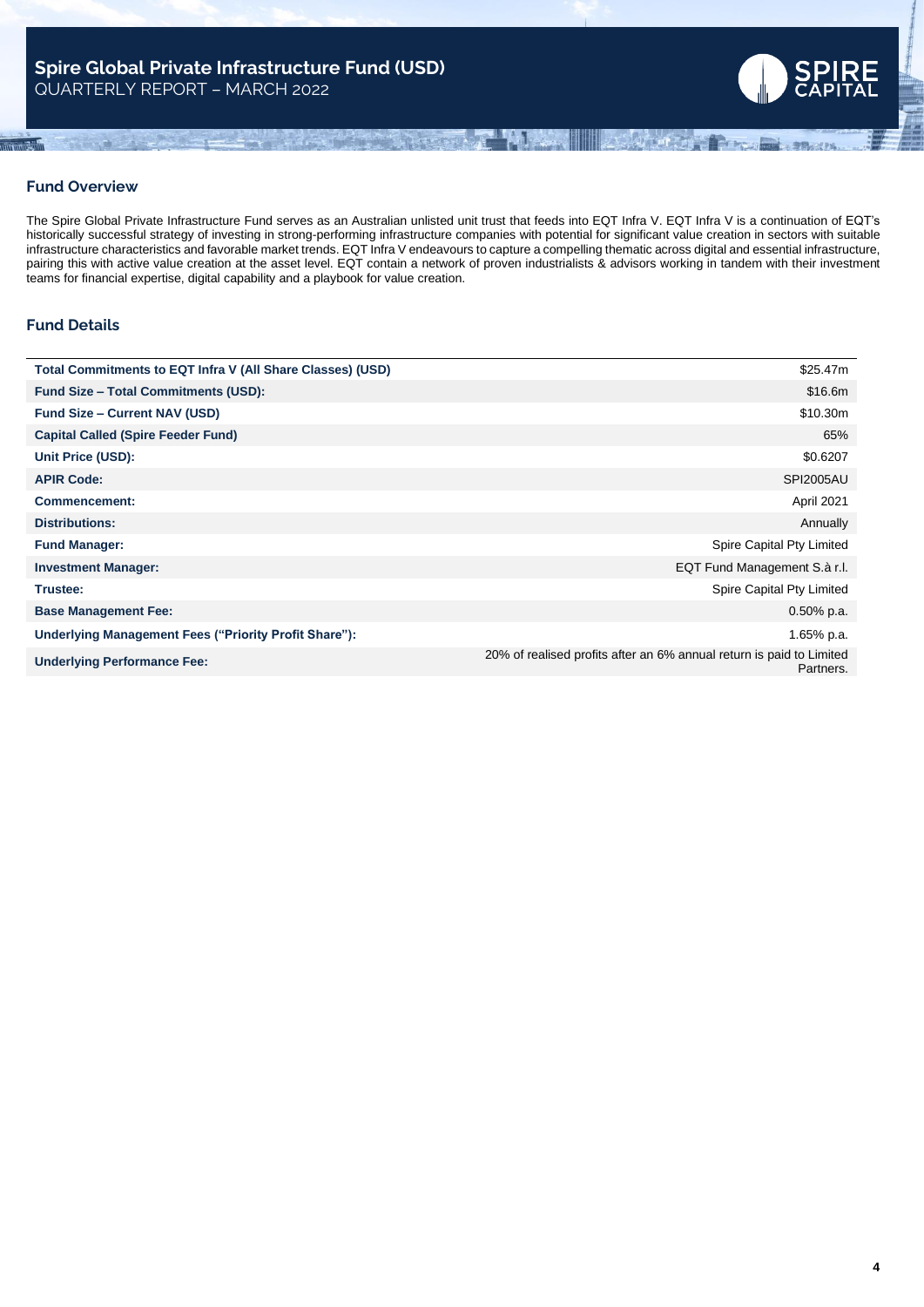# Spire Global Private Infrastructure Fund (USD)

QUARTERLY REPORT – MARCH 2022

## Fund Overview

The Spire Global Private Infrastructure Fund serves as an Australian unlisted unit trust that feeds into EQT Infra V. EQT Infra V is a continuation of EQT's historically successful strategy of investing in strong-performing infrastructure companies with potential for significant value creation in sectors with suitable infrastructure characteristics and favorable market trends. EQT Infra V endeavours to capture a compelling thematic across digital and essential infrastructure, pairing this with active value creation at the asset level. EQT contain a network of proven industrialists & advisors working in tandem with their investment teams for financial expertise, digital capability and a playbook for value creation.

## Fund Details

| | |
|---|---|
| **Total Commitments to EQT Infra V (All Share Classes) (USD)** | $25.47m |
| **Fund Size – Total Commitments (USD):** | $16.6m |
| **Fund Size – Current NAV (USD)** | $10.30m |
| **Capital Called (Spire Feeder Fund)** | 65% |
| **Unit Price (USD):** | $0.6207 |
| **APIR Code:** | SPI2005AU |
| **Commencement:** | April 2021 |
| **Distributions:** | Annually |
| **Fund Manager:** | Spire Capital Pty Limited |
| **Investment Manager:** | EQT Fund Management S.à r.l. |
| **Trustee:** | Spire Capital Pty Limited |
| **Base Management Fee:** | 0.50% p.a. |
| **Underlying Management Fees ("Priority Profit Share"):** | 1.65% p.a. |
| **Underlying Performance Fee:** | 20% of realised profits after an 6% annual return is paid to Limited Partners. |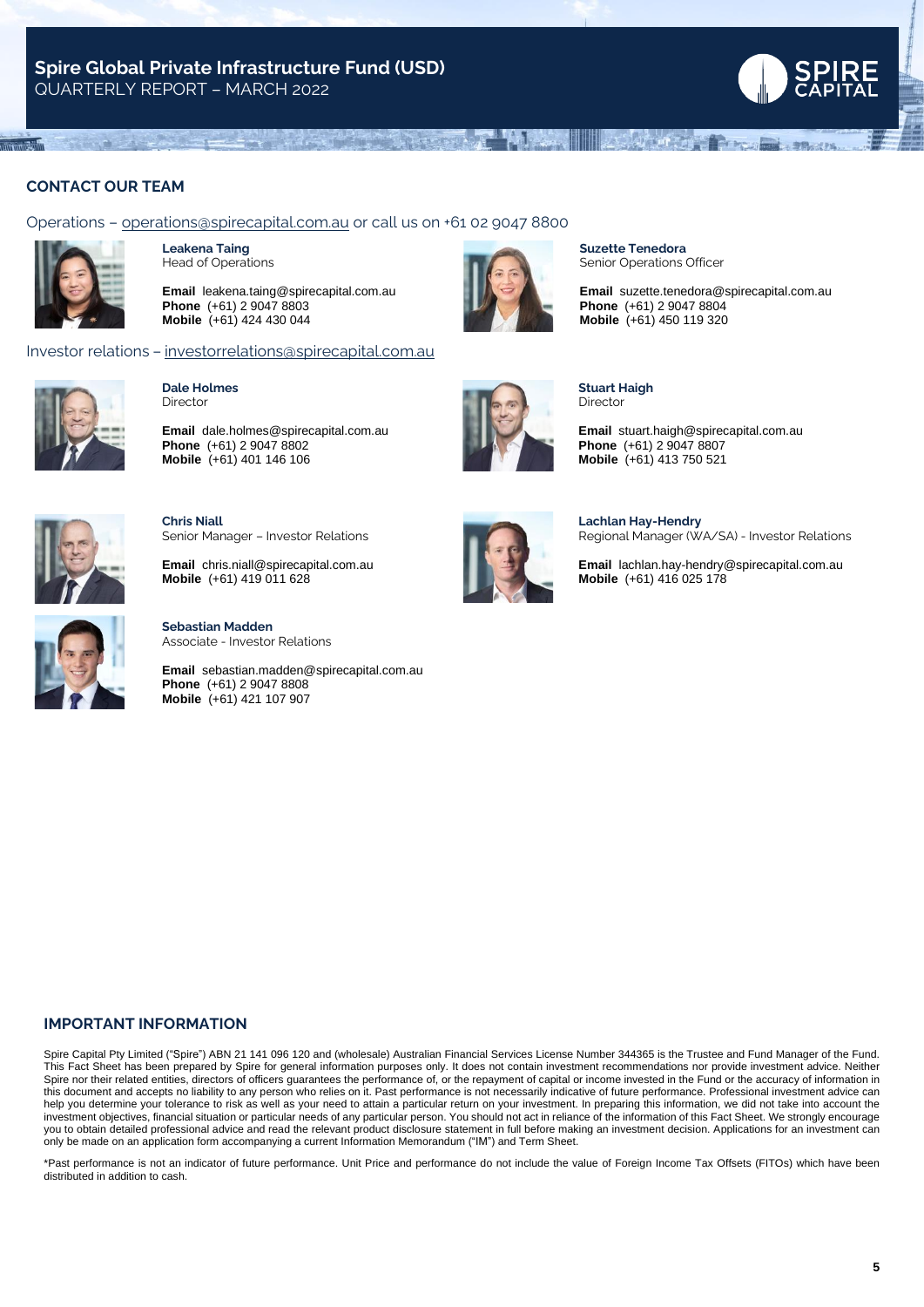## CONTACT OUR TEAM

Operations – operations@spirecapital.com.au or call us on +61 02 9047 8800

**Leakena Taing**
Head of Operations

**Email** leakena.taing@spirecapital.com.au
**Phone** (+61) 2 9047 8803
**Mobile** (+61) 424 430 044

**Suzette Tenedora**
Senior Operations Officer

**Email** suzette.tenedora@spirecapital.com.au
**Phone** (+61) 2 9047 8804
**Mobile** (+61) 450 119 320

Investor relations – investorrelations@spirecapital.com.au

**Dale Holmes**
Director

**Email** dale.holmes@spirecapital.com.au
**Phone** (+61) 2 9047 8802
**Mobile** (+61) 401 146 106

**Stuart Haigh**
Director

**Email** stuart.haigh@spirecapital.com.au
**Phone** (+61) 2 9047 8807
**Mobile** (+61) 413 750 521

**Chris Niall**
Senior Manager – Investor Relations

**Email** chris.niall@spirecapital.com.au
**Mobile** (+61) 419 011 628

**Lachlan Hay-Hendry**
Regional Manager (WA/SA) - Investor Relations

**Email** lachlan.hay-hendry@spirecapital.com.au
**Mobile** (+61) 416 025 178

**Sebastian Madden**
Associate - Investor Relations

**Email** sebastian.madden@spirecapital.com.au
**Phone** (+61) 2 9047 8808
**Mobile** (+61) 421 107 907

## IMPORTANT INFORMATION

Spire Capital Pty Limited ("Spire") ABN 21 141 096 120 and (wholesale) Australian Financial Services License Number 344365 is the Trustee and Fund Manager of the Fund. This Fact Sheet has been prepared by Spire for general information purposes only. It does not contain investment recommendations nor provide investment advice. Neither Spire nor their related entities, directors of officers guarantees the performance of, or the repayment of capital or income invested in the Fund or the accuracy of information in this document and accepts no liability to any person who relies on it. Past performance is not necessarily indicative of future performance. Professional investment advice can help you determine your tolerance to risk as well as your need to attain a particular return on your investment. In preparing this information, we did not take into account the investment objectives, financial situation or particular needs of any particular person. You should not act in reliance of the information of this Fact Sheet. We strongly encourage you to obtain detailed professional advice and read the relevant product disclosure statement in full before making an investment decision. Applications for an investment can only be made on an application form accompanying a current Information Memorandum ("IM") and Term Sheet.

*Past performance is not an indicator of future performance. Unit Price and performance do not include the value of Foreign Income Tax Offsets (FITOs) which have been distributed in addition to cash.